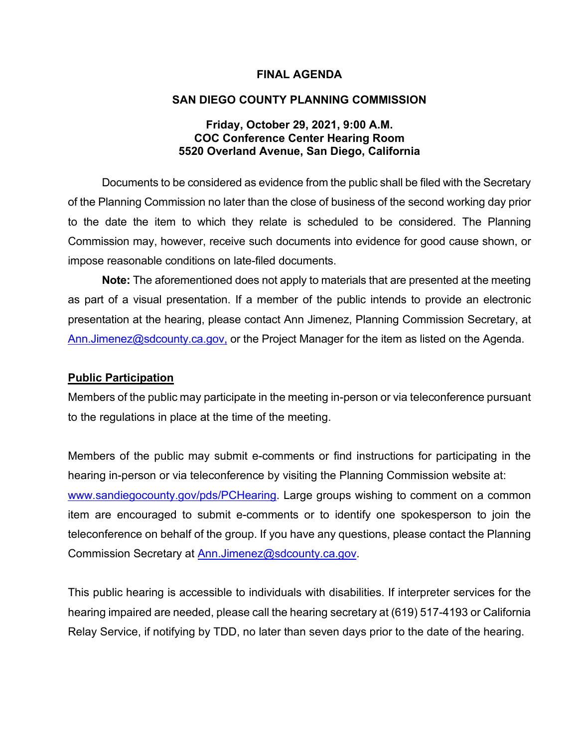# FINAL AGENDA

## SAN DIEGO COUNTY PLANNING COMMISSION

**Friday, October 29, 2021, 9:00 A.M.**
**COC Conference Center Hearing Room**
**5520 Overland Avenue, San Diego, California**

Documents to be considered as evidence from the public shall be filed with the Secretary of the Planning Commission no later than the close of business of the second working day prior to the date the item to which they relate is scheduled to be considered. The Planning Commission may, however, receive such documents into evidence for good cause shown, or impose reasonable conditions on late-filed documents.

**Note:** The aforementioned does not apply to materials that are presented at the meeting as part of a visual presentation. If a member of the public intends to provide an electronic presentation at the hearing, please contact Ann Jimenez, Planning Commission Secretary, at Ann.Jimenez@sdcounty.ca.gov, or the Project Manager for the item as listed on the Agenda.

**Public Participation**

Members of the public may participate in the meeting in-person or via teleconference pursuant to the regulations in place at the time of the meeting.

Members of the public may submit e-comments or find instructions for participating in the hearing in-person or via teleconference by visiting the Planning Commission website at: www.sandiegocounty.gov/pds/PCHearing. Large groups wishing to comment on a common item are encouraged to submit e-comments or to identify one spokesperson to join the teleconference on behalf of the group. If you have any questions, please contact the Planning Commission Secretary at Ann.Jimenez@sdcounty.ca.gov.

This public hearing is accessible to individuals with disabilities. If interpreter services for the hearing impaired are needed, please call the hearing secretary at (619) 517-4193 or California Relay Service, if notifying by TDD, no later than seven days prior to the date of the hearing.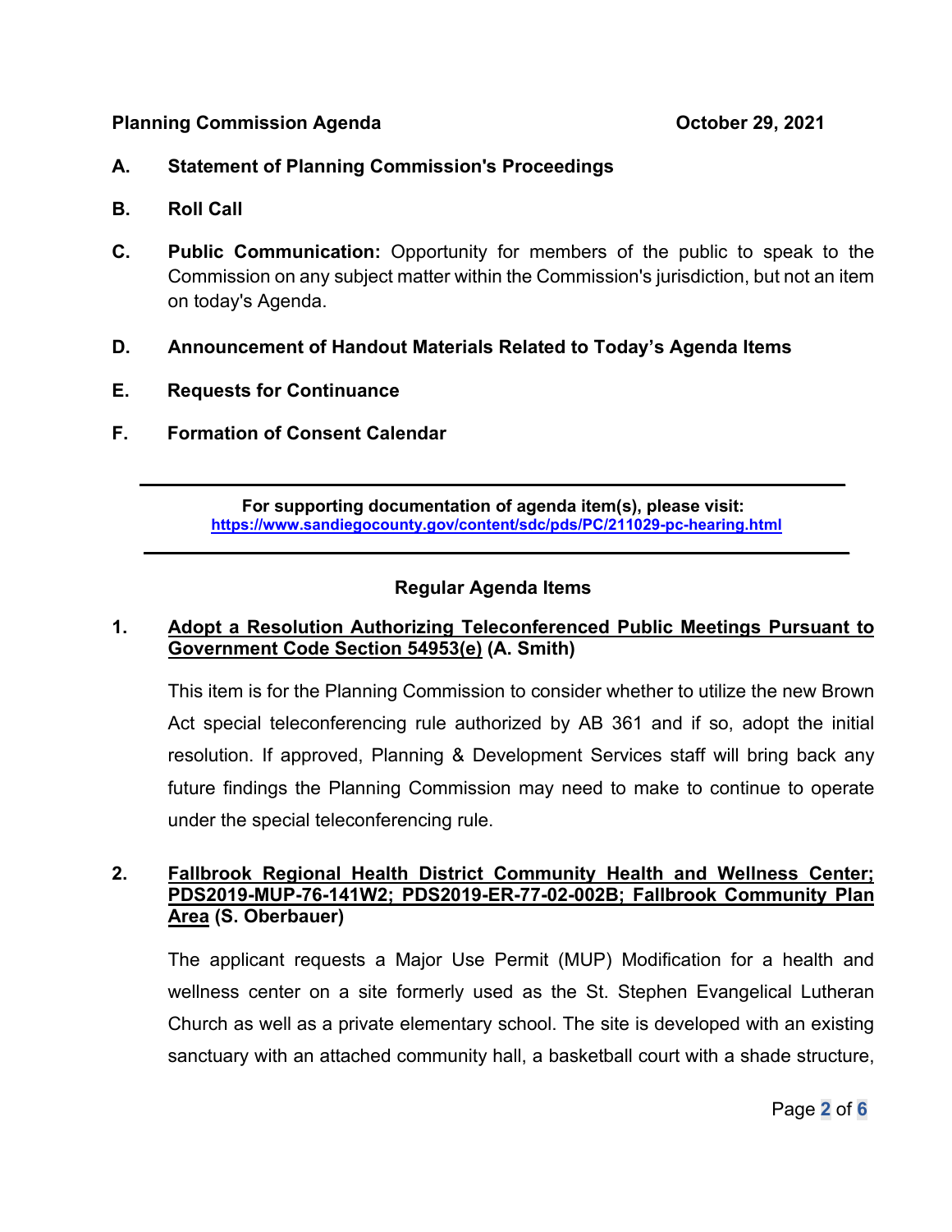**Planning Commission Agenda** **October 29, 2021**

**A. Statement of Planning Commission's Proceedings**

**B. Roll Call**

**C. Public Communication:** Opportunity for members of the public to speak to the Commission on any subject matter within the Commission's jurisdiction, but not an item on today's Agenda.

**D. Announcement of Handout Materials Related to Today's Agenda Items**

**E. Requests for Continuance**

**F. Formation of Consent Calendar**

---

**For supporting documentation of agenda item(s), please visit:**
**https://www.sandiegocounty.gov/content/sdc/pds/PC/211029-pc-hearing.html**

---

## Regular Agenda Items

**1. Adopt a Resolution Authorizing Teleconferenced Public Meetings Pursuant to Government Code Section 54953(e) (A. Smith)**

This item is for the Planning Commission to consider whether to utilize the new Brown Act special teleconferencing rule authorized by AB 361 and if so, adopt the initial resolution. If approved, Planning & Development Services staff will bring back any future findings the Planning Commission may need to make to continue to operate under the special teleconferencing rule.

**2. Fallbrook Regional Health District Community Health and Wellness Center; PDS2019-MUP-76-141W2; PDS2019-ER-77-02-002B; Fallbrook Community Plan Area (S. Oberbauer)**

The applicant requests a Major Use Permit (MUP) Modification for a health and wellness center on a site formerly used as the St. Stephen Evangelical Lutheran Church as well as a private elementary school. The site is developed with an existing sanctuary with an attached community hall, a basketball court with a shade structure,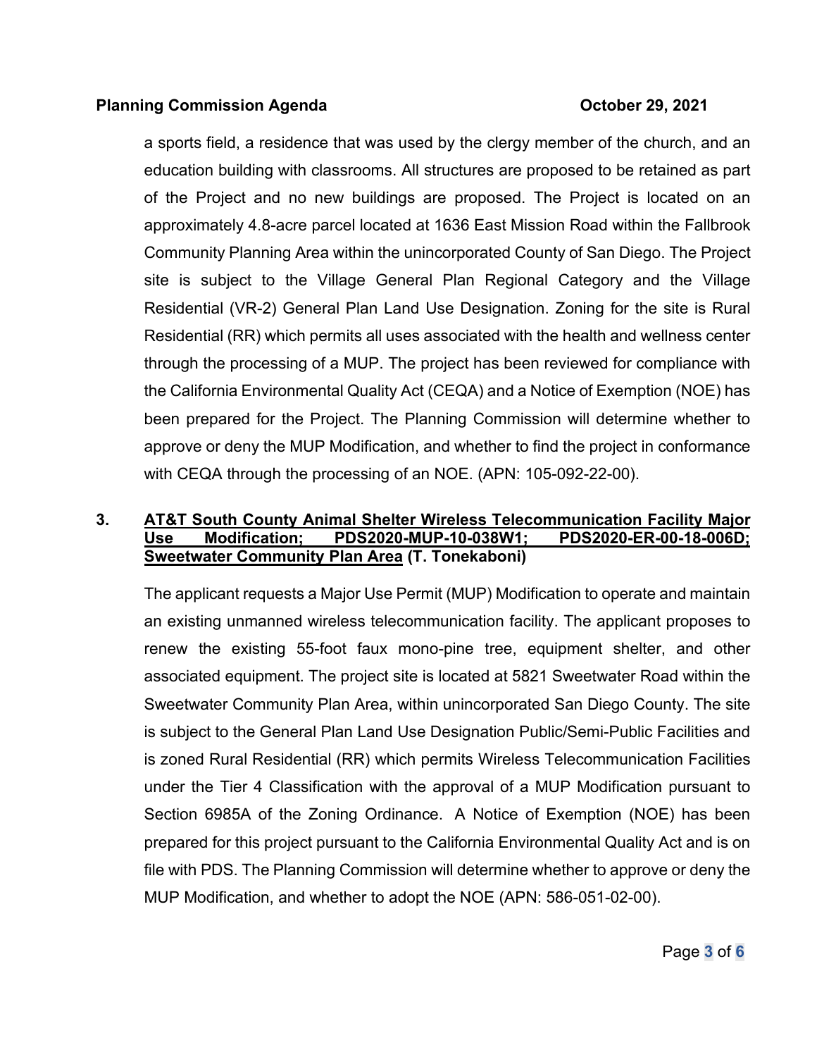a sports field, a residence that was used by the clergy member of the church, and an education building with classrooms. All structures are proposed to be retained as part of the Project and no new buildings are proposed. The Project is located on an approximately 4.8-acre parcel located at 1636 East Mission Road within the Fallbrook Community Planning Area within the unincorporated County of San Diego. The Project site is subject to the Village General Plan Regional Category and the Village Residential (VR-2) General Plan Land Use Designation. Zoning for the site is Rural Residential (RR) which permits all uses associated with the health and wellness center through the processing of a MUP. The project has been reviewed for compliance with the California Environmental Quality Act (CEQA) and a Notice of Exemption (NOE) has been prepared for the Project. The Planning Commission will determine whether to approve or deny the MUP Modification, and whether to find the project in conformance with CEQA through the processing of an NOE. (APN: 105-092-22-00).

**3. <u>AT&T South County Animal Shelter Wireless Telecommunication Facility Major Use Modification; PDS2020-MUP-10-038W1; PDS2020-ER-00-18-006D; Sweetwater Community Plan Area</u> (T. Tonekaboni)**

The applicant requests a Major Use Permit (MUP) Modification to operate and maintain an existing unmanned wireless telecommunication facility. The applicant proposes to renew the existing 55-foot faux mono-pine tree, equipment shelter, and other associated equipment. The project site is located at 5821 Sweetwater Road within the Sweetwater Community Plan Area, within unincorporated San Diego County. The site is subject to the General Plan Land Use Designation Public/Semi-Public Facilities and is zoned Rural Residential (RR) which permits Wireless Telecommunication Facilities under the Tier 4 Classification with the approval of a MUP Modification pursuant to Section 6985A of the Zoning Ordinance. A Notice of Exemption (NOE) has been prepared for this project pursuant to the California Environmental Quality Act and is on file with PDS. The Planning Commission will determine whether to approve or deny the MUP Modification, and whether to adopt the NOE (APN: 586-051-02-00).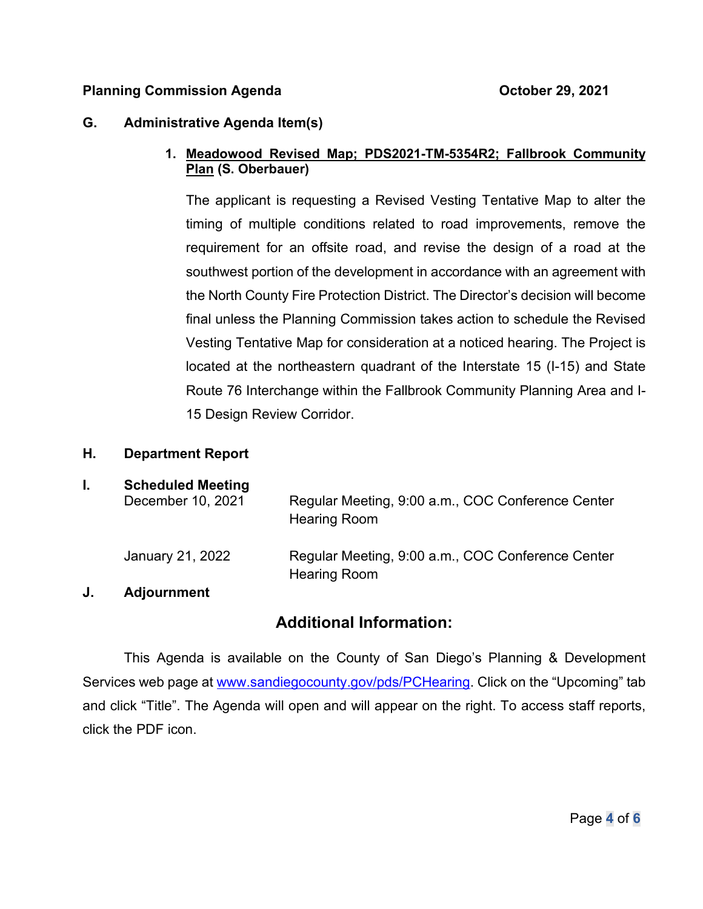**Planning Commission Agenda** **October 29, 2021**

## G. Administrative Agenda Item(s)

1. **Meadowood Revised Map; PDS2021-TM-5354R2; Fallbrook Community Plan (S. Oberbauer)**

   The applicant is requesting a Revised Vesting Tentative Map to alter the timing of multiple conditions related to road improvements, remove the requirement for an offsite road, and revise the design of a road at the southwest portion of the development in accordance with an agreement with the North County Fire Protection District. The Director's decision will become final unless the Planning Commission takes action to schedule the Revised Vesting Tentative Map for consideration at a noticed hearing. The Project is located at the northeastern quadrant of the Interstate 15 (I-15) and State Route 76 Interchange within the Fallbrook Community Planning Area and I-15 Design Review Corridor.

## H. Department Report

## I. Scheduled Meeting

| | |
|---|---|
| December 10, 2021 | Regular Meeting, 9:00 a.m., COC Conference Center Hearing Room |
| January 21, 2022 | Regular Meeting, 9:00 a.m., COC Conference Center Hearing Room |

## J. Adjournment

## Additional Information:

This Agenda is available on the County of San Diego's Planning & Development Services web page at www.sandiegocounty.gov/pds/PCHearing. Click on the "Upcoming" tab and click "Title". The Agenda will open and will appear on the right. To access staff reports, click the PDF icon.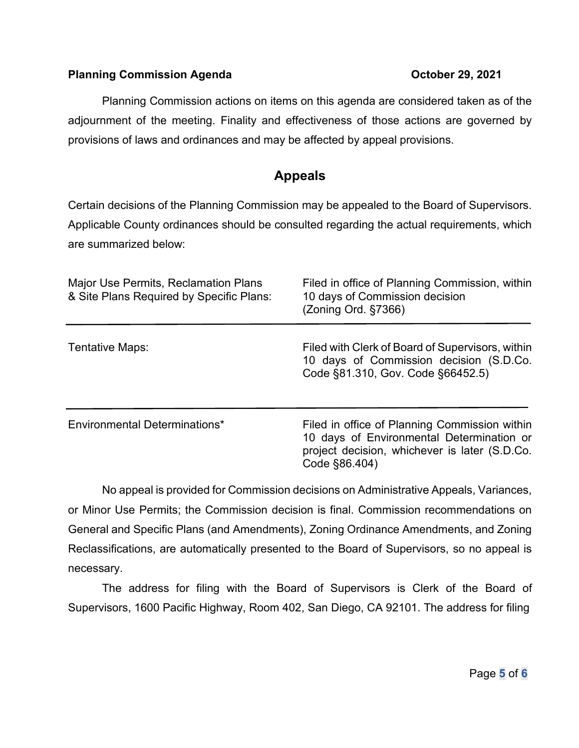Planning Commission actions on items on this agenda are considered taken as of the adjournment of the meeting. Finality and effectiveness of those actions are governed by provisions of laws and ordinances and may be affected by appeal provisions.

## Appeals

Certain decisions of the Planning Commission may be appealed to the Board of Supervisors. Applicable County ordinances should be consulted regarding the actual requirements, which are summarized below:

| | |
|---|---|
| Major Use Permits, Reclamation Plans & Site Plans Required by Specific Plans: | Filed in office of Planning Commission, within 10 days of Commission decision (Zoning Ord. §7366) |
| Tentative Maps: | Filed with Clerk of Board of Supervisors, within 10 days of Commission decision (S.D.Co. Code §81.310, Gov. Code §66452.5) |
| Environmental Determinations* | Filed in office of Planning Commission within 10 days of Environmental Determination or project decision, whichever is later (S.D.Co. Code §86.404) |

No appeal is provided for Commission decisions on Administrative Appeals, Variances, or Minor Use Permits; the Commission decision is final. Commission recommendations on General and Specific Plans (and Amendments), Zoning Ordinance Amendments, and Zoning Reclassifications, are automatically presented to the Board of Supervisors, so no appeal is necessary.

The address for filing with the Board of Supervisors is Clerk of the Board of Supervisors, 1600 Pacific Highway, Room 402, San Diego, CA 92101. The address for filing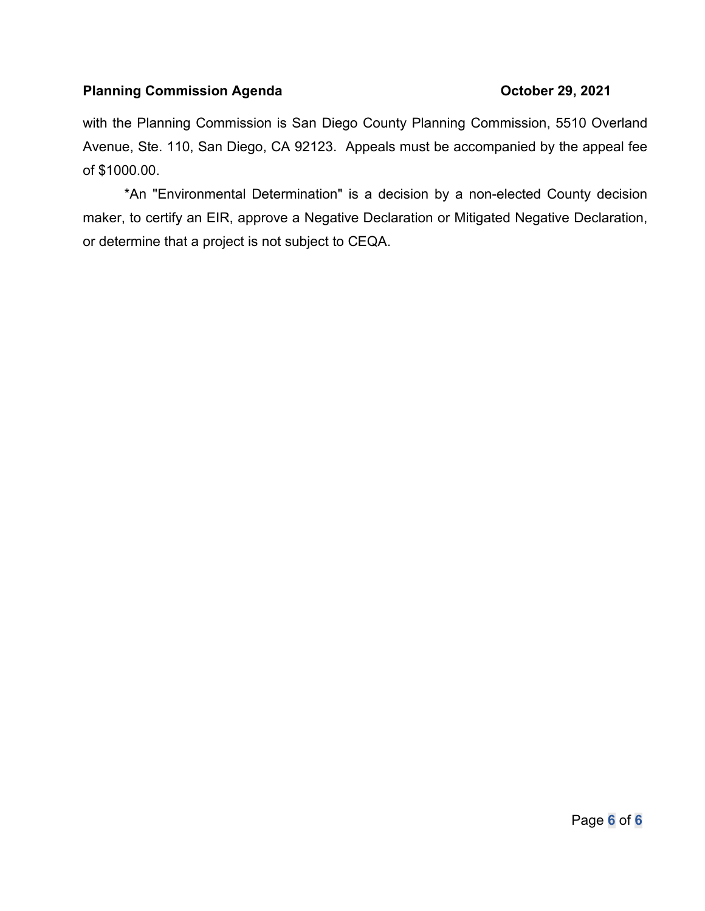with the Planning Commission is San Diego County Planning Commission, 5510 Overland Avenue, Ste. 110, San Diego, CA 92123. Appeals must be accompanied by the appeal fee of $1000.00.

*An "Environmental Determination" is a decision by a non-elected County decision maker, to certify an EIR, approve a Negative Declaration or Mitigated Negative Declaration, or determine that a project is not subject to CEQA.